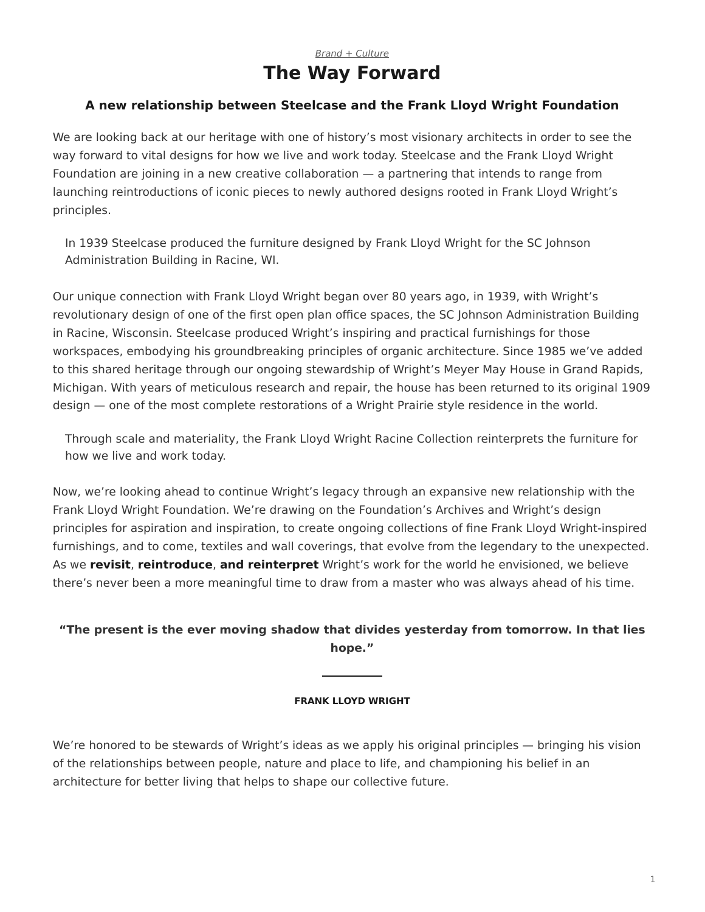*Brand + Culture*

# The Way Forward

### A new relationship between Steelcase and the Frank Lloyd Wright Foundation

We are looking back at our heritage with one of history's most visionary architects in order to see the way forward to vital designs for how we live and work today. Steelcase and the Frank Lloyd Wright Foundation are joining in a new creative collaboration — a partnering that intends to range from launching reintroductions of iconic pieces to newly authored designs rooted in Frank Lloyd Wright's principles.

In 1939 Steelcase produced the furniture designed by Frank Lloyd Wright for the SC Johnson Administration Building in Racine, WI.

Our unique connection with Frank Lloyd Wright began over 80 years ago, in 1939, with Wright's revolutionary design of one of the first open plan office spaces, the SC Johnson Administration Building in Racine, Wisconsin. Steelcase produced Wright's inspiring and practical furnishings for those workspaces, embodying his groundbreaking principles of organic architecture. Since 1985 we've added to this shared heritage through our ongoing stewardship of Wright's Meyer May House in Grand Rapids, Michigan. With years of meticulous research and repair, the house has been returned to its original 1909 design — one of the most complete restorations of a Wright Prairie style residence in the world.

Through scale and materiality, the Frank Lloyd Wright Racine Collection reinterprets the furniture for how we live and work today.

Now, we're looking ahead to continue Wright's legacy through an expansive new relationship with the Frank Lloyd Wright Foundation. We're drawing on the Foundation's Archives and Wright's design principles for aspiration and inspiration, to create ongoing collections of fine Frank Lloyd Wright-inspired furnishings, and to come, textiles and wall coverings, that evolve from the legendary to the unexpected. As we **revisit**, **reintroduce**, **and reinterpret** Wright's work for the world he envisioned, we believe there's never been a more meaningful time to draw from a master who was always ahead of his time.

**"The present is the ever moving shadow that divides yesterday from tomorrow. In that lies hope."**

**FRANK LLOYD WRIGHT**

We're honored to be stewards of Wright's ideas as we apply his original principles — bringing his vision of the relationships between people, nature and place to life, and championing his belief in an architecture for better living that helps to shape our collective future.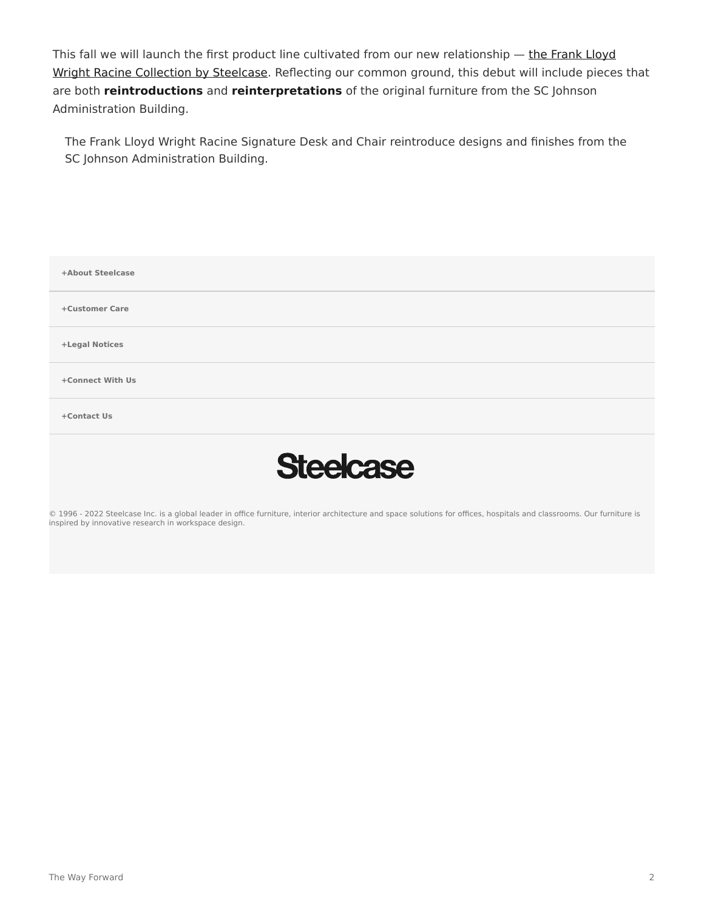This fall we will launch the first product line cultivated from our new relationship — the Frank Lloyd Wright Racine Collection by Steelcase. Reflecting our common ground, this debut will include pieces that are both **reintroductions** and **reinterpretations** of the original furniture from the SC Johnson Administration Building.

The Frank Lloyd Wright Racine Signature Desk and Chair reintroduce designs and finishes from the SC Johnson Administration Building.

**+About Steelcase**

**+Customer Care**

**+Legal Notices**

**+Connect With Us**

**+Contact Us**

Steelcase

© 1996 - 2022 Steelcase Inc. is a global leader in office furniture, interior architecture and space solutions for offices, hospitals and classrooms. Our furniture is inspired by innovative research in workspace design.